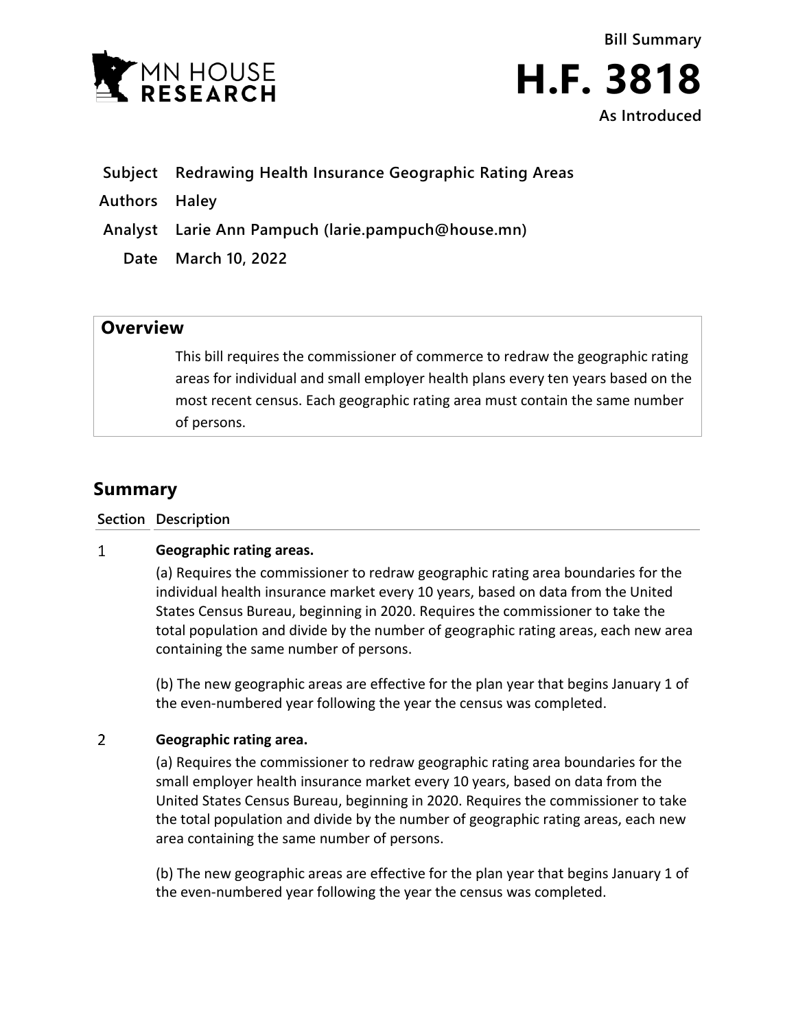MN HOUSE RESEARCH

Bill Summary

# H.F. 3818

As Introduced

**Subject** Redrawing Health Insurance Geographic Rating Areas

**Authors** Haley

**Analyst** Larie Ann Pampuch (larie.pampuch@house.mn)

**Date** March 10, 2022

## Overview

This bill requires the commissioner of commerce to redraw the geographic rating areas for individual and small employer health plans every ten years based on the most recent census. Each geographic rating area must contain the same number of persons.

## Summary

| Section | Description |
| --- | --- |
| 1 | **Geographic rating areas.**<br><br>(a) Requires the commissioner to redraw geographic rating area boundaries for the individual health insurance market every 10 years, based on data from the United States Census Bureau, beginning in 2020. Requires the commissioner to take the total population and divide by the number of geographic rating areas, each new area containing the same number of persons.<br><br>(b) The new geographic areas are effective for the plan year that begins January 1 of the even-numbered year following the year the census was completed. |
| 2 | **Geographic rating area.**<br><br>(a) Requires the commissioner to redraw geographic rating area boundaries for the small employer health insurance market every 10 years, based on data from the United States Census Bureau, beginning in 2020. Requires the commissioner to take the total population and divide by the number of geographic rating areas, each new area containing the same number of persons.<br><br>(b) The new geographic areas are effective for the plan year that begins January 1 of the even-numbered year following the year the census was completed. |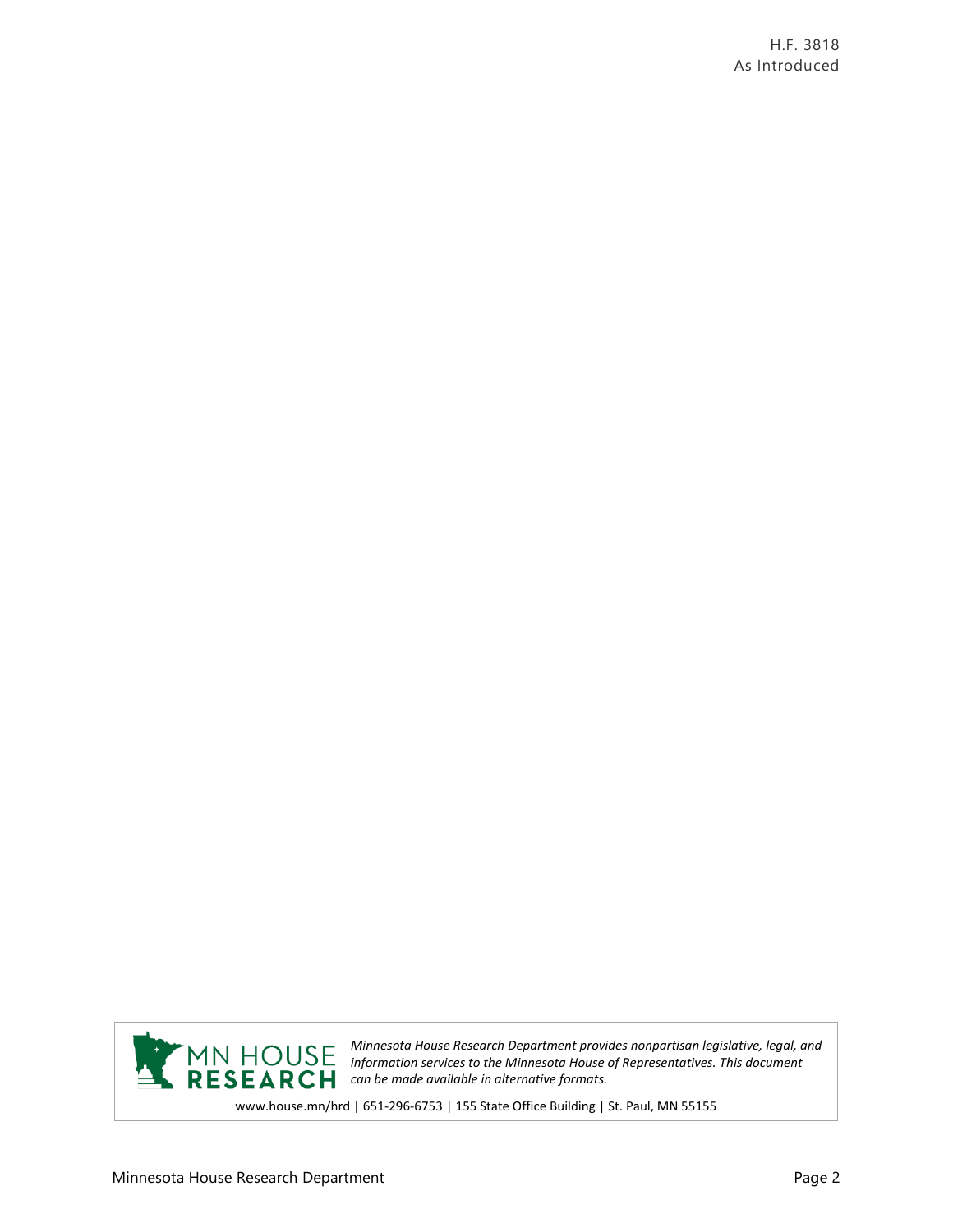Minnesota House Research Department provides nonpartisan legislative, legal, and information services to the Minnesota House of Representatives. This document can be made available in alternative formats.

www.house.mn/hrd | 651-296-6753 | 155 State Office Building | St. Paul, MN 55155